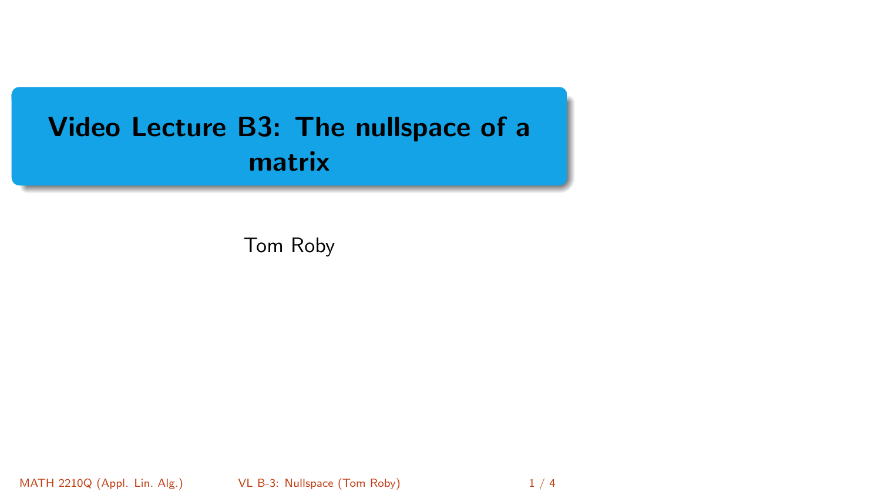# Video Lecture B3: The nullspace of a matrix

Tom Roby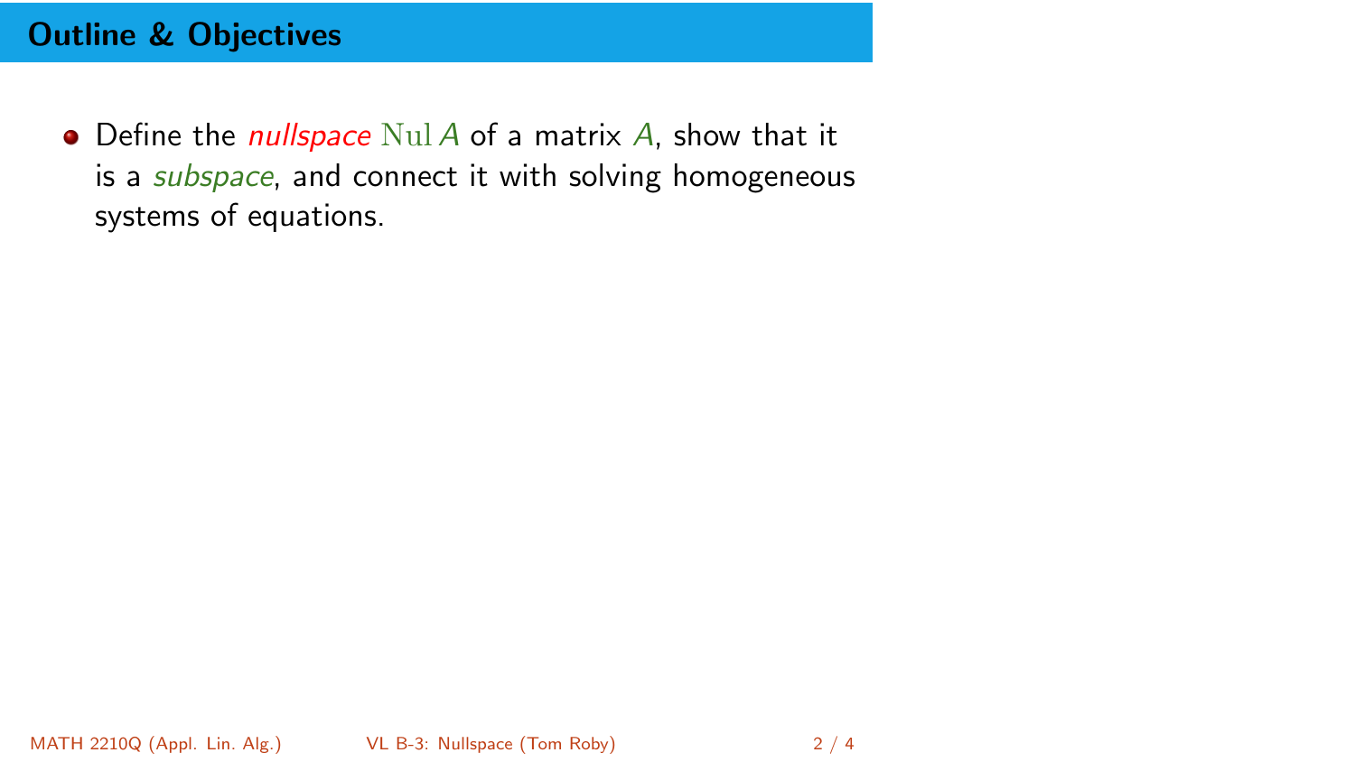## Outline & Objectives

- Define the *nullspace* $\operatorname{Nul} A$ of a matrix $A$, show that it is a *subspace*, and connect it with solving homogeneous systems of equations.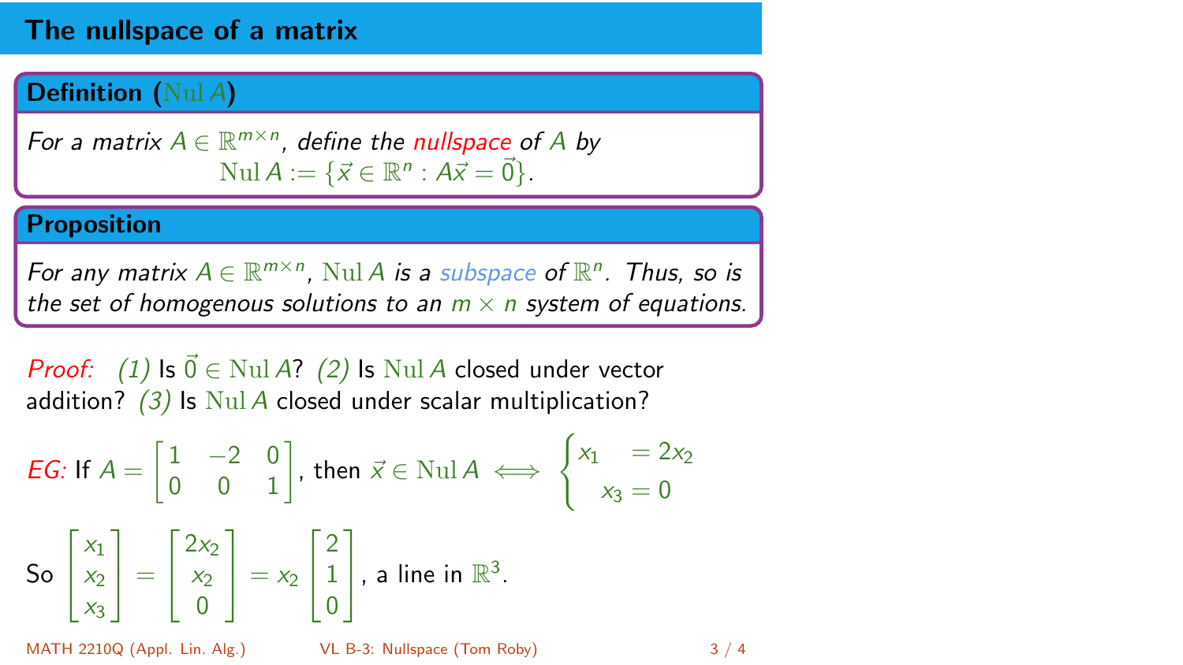# The nullspace of a matrix

**Definition ($\mathrm{Nul}\, A$)**

*For a matrix $A \in \mathbb{R}^{m\times n}$, define the nullspace of $A$ by*

$$\mathrm{Nul}\, A := \{\vec{x} \in \mathbb{R}^n : A\vec{x} = \vec{0}\}.$$

**Proposition**

*For any matrix $A \in \mathbb{R}^{m\times n}$, $\mathrm{Nul}\, A$ is a subspace of $\mathbb{R}^n$. Thus, so is the set of homogenous solutions to an $m \times n$ system of equations.*

*Proof:* *(1)* Is $\vec{0} \in \mathrm{Nul}\, A$? *(2)* Is $\mathrm{Nul}\, A$ closed under vector addition? *(3)* Is $\mathrm{Nul}\, A$ closed under scalar multiplication?

*EG:* If $A = \begin{bmatrix} 1 & -2 & 0 \\ 0 & 0 & 1 \end{bmatrix}$, then $\vec{x} \in \mathrm{Nul}\, A \iff \begin{cases} x_1 = 2x_2 \\ x_3 = 0 \end{cases}$

So $\begin{bmatrix} x_1 \\ x_2 \\ x_3 \end{bmatrix} = \begin{bmatrix} 2x_2 \\ x_2 \\ 0 \end{bmatrix} = x_2 \begin{bmatrix} 2 \\ 1 \\ 0 \end{bmatrix}$, a line in $\mathbb{R}^3$.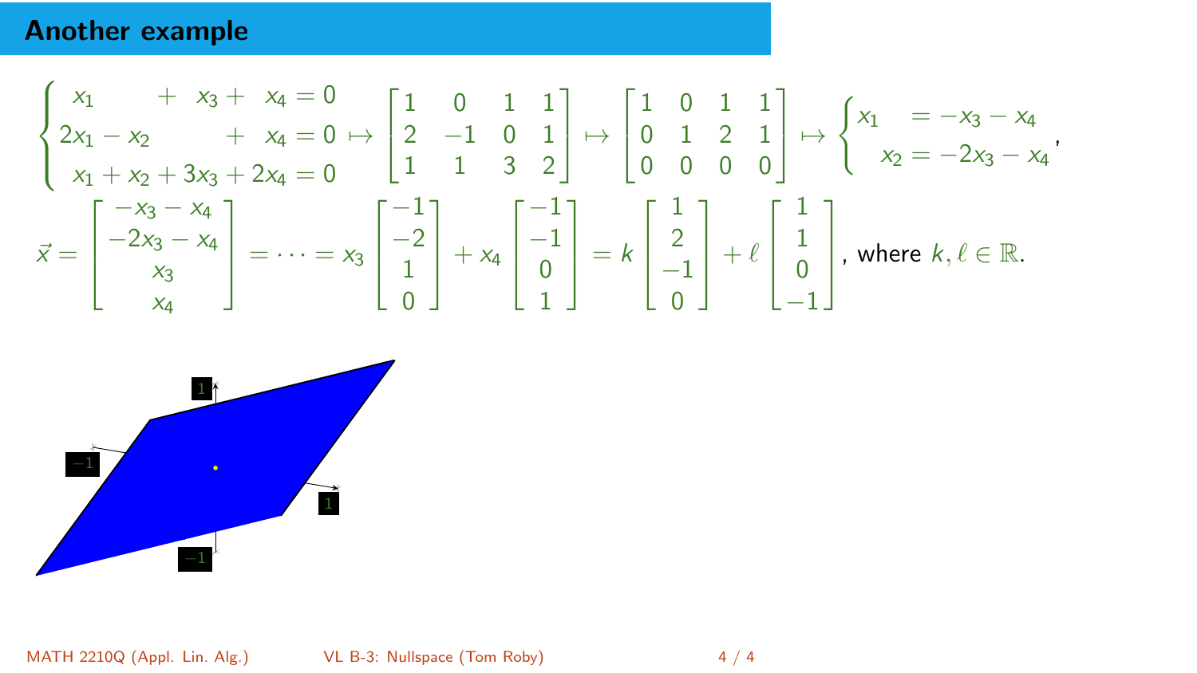## Another example

$$\begin{cases} x_1 \quad\quad + \ x_3 + \ x_4 = 0 \\ 2x_1 - x_2 \quad\quad + \ x_4 = 0 \\ x_1 + x_2 + 3x_3 + 2x_4 = 0 \end{cases} \mapsto \begin{bmatrix} 1 & 0 & 1 & 1 \\ 2 & -1 & 0 & 1 \\ 1 & 1 & 3 & 2 \end{bmatrix} \mapsto \begin{bmatrix} 1 & 0 & 1 & 1 \\ 0 & 1 & 2 & 1 \\ 0 & 0 & 0 & 0 \end{bmatrix} \mapsto \begin{cases} x_1 \quad = -x_3 - x_4 \\ \quad x_2 = -2x_3 - x_4 \end{cases},$$

$$\vec{x} = \begin{bmatrix} -x_3 - x_4 \\ -2x_3 - x_4 \\ x_3 \\ x_4 \end{bmatrix} = \cdots = x_3 \begin{bmatrix} -1 \\ -2 \\ 1 \\ 0 \end{bmatrix} + x_4 \begin{bmatrix} -1 \\ -1 \\ 0 \\ 1 \end{bmatrix} = k \begin{bmatrix} 1 \\ 2 \\ -1 \\ 0 \end{bmatrix} + \ell \begin{bmatrix} 1 \\ 1 \\ 0 \\ -1 \end{bmatrix}, \text{ where } k, \ell \in \mathbb{R}.$$

1

−1

1

−1